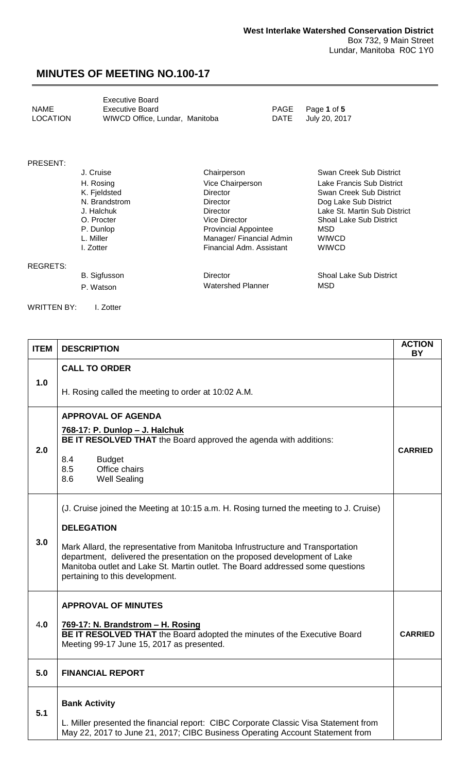**West Interlake Watershed Conservation District**
Box 732, 9 Main Street
Lundar, Manitoba R0C 1Y0

# MINUTES OF MEETING NO.100-17

| | | | |
|---|---|---|---|
| NAME | Executive Board<br>Executive Board | PAGE | Page **1** of **5** |
| LOCATION | WIWCD Office, Lundar, Manitoba | DATE | July 20, 2017 |

PRESENT:

| | | |
|---|---|---|
| J. Cruise | Chairperson | Swan Creek Sub District |
| H. Rosing | Vice Chairperson | Lake Francis Sub District |
| K. Fjeldsted | Director | Swan Creek Sub District |
| N. Brandstrom | Director | Dog Lake Sub District |
| J. Halchuk | Director | Lake St. Martin Sub District |
| O. Procter | Vice Director | Shoal Lake Sub District |
| P. Dunlop | Provincial Appointee | MSD |
| L. Miller | Manager/ Financial Admin | WIWCD |
| I. Zotter | Financial Adm. Assistant | WIWCD |

REGRETS:

| | | |
|---|---|---|
| B. Sigfusson | Director | Shoal Lake Sub District |
| P. Watson | Watershed Planner | MSD |

WRITTEN BY: I. Zotter

| ITEM | DESCRIPTION | ACTION BY |
|---|---|---|
| 1.0 | **CALL TO ORDER**<br><br>H. Rosing called the meeting to order at 10:02 A.M. | |
| 2.0 | **APPROVAL OF AGENDA**<br><br>**768-17: P. Dunlop – J. Halchuk**<br>**BE IT RESOLVED THAT** the Board approved the agenda with additions:<br><br>8.4 Budget<br>8.5 Office chairs<br>8.6 Well Sealing | **CARRIED** |
| 3.0 | (J. Cruise joined the Meeting at 10:15 a.m. H. Rosing turned the meeting to J. Cruise)<br><br>**DELEGATION**<br><br>Mark Allard, the representative from Manitoba Infrustructure and Transportation department, delivered the presentation on the proposed development of Lake Manitoba outlet and Lake St. Martin outlet. The Board addressed some questions pertaining to this development. | |
| 4.0 | **APPROVAL OF MINUTES**<br><br>**769-17: N. Brandstrom – H. Rosing**<br>**BE IT RESOLVED THAT** the Board adopted the minutes of the Executive Board Meeting 99-17 June 15, 2017 as presented. | **CARRIED** |
| 5.0 | **FINANCIAL REPORT** | |
| 5.1 | **Bank Activity**<br><br>L. Miller presented the financial report: CIBC Corporate Classic Visa Statement from May 22, 2017 to June 21, 2017; CIBC Business Operating Account Statement from | |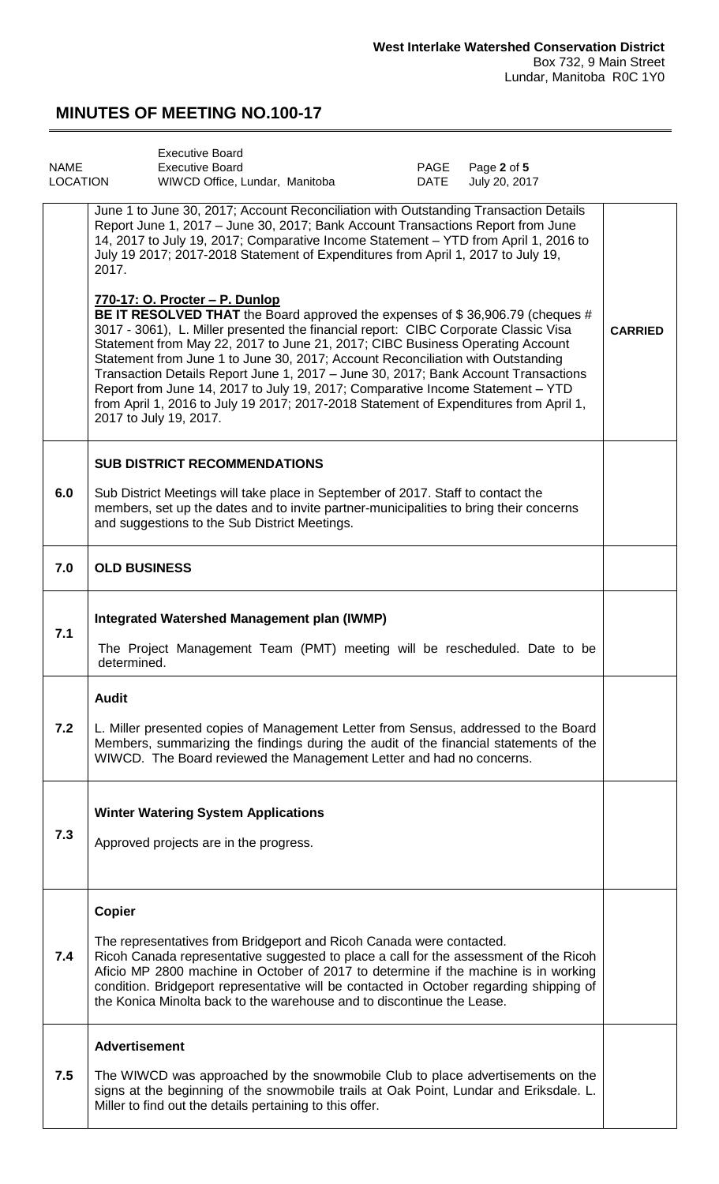| | | |
|---|---|---|
| | June 1 to June 30, 2017; Account Reconciliation with Outstanding Transaction Details Report June 1, 2017 – June 30, 2017; Bank Account Transactions Report from June 14, 2017 to July 19, 2017; Comparative Income Statement – YTD from April 1, 2016 to July 19 2017; 2017-2018 Statement of Expenditures from April 1, 2017 to July 19, 2017.<br><br>**770-17: O. Procter – P. Dunlop**<br>**BE IT RESOLVED THAT** the Board approved the expenses of $ 36,906.79 (cheques # 3017 - 3061), L. Miller presented the financial report: CIBC Corporate Classic Visa Statement from May 22, 2017 to June 21, 2017; CIBC Business Operating Account Statement from June 1 to June 30, 2017; Account Reconciliation with Outstanding Transaction Details Report June 1, 2017 – June 30, 2017; Bank Account Transactions Report from June 14, 2017 to July 19, 2017; Comparative Income Statement – YTD from April 1, 2016 to July 19 2017; 2017-2018 Statement of Expenditures from April 1, 2017 to July 19, 2017. | **CARRIED** |
| 6.0 | **SUB DISTRICT RECOMMENDATIONS**<br><br>Sub District Meetings will take place in September of 2017. Staff to contact the members, set up the dates and to invite partner-municipalities to bring their concerns and suggestions to the Sub District Meetings. | |
| 7.0 | **OLD BUSINESS** | |
| 7.1 | **Integrated Watershed Management plan (IWMP)**<br><br>The Project Management Team (PMT) meeting will be rescheduled. Date to be determined. | |
| 7.2 | **Audit**<br><br>L. Miller presented copies of Management Letter from Sensus, addressed to the Board Members, summarizing the findings during the audit of the financial statements of the WIWCD. The Board reviewed the Management Letter and had no concerns. | |
| 7.3 | **Winter Watering System Applications**<br><br>Approved projects are in the progress. | |
| 7.4 | **Copier**<br><br>The representatives from Bridgeport and Ricoh Canada were contacted.<br>Ricoh Canada representative suggested to place a call for the assessment of the Ricoh Aficio MP 2800 machine in October of 2017 to determine if the machine is in working condition. Bridgeport representative will be contacted in October regarding shipping of the Konica Minolta back to the warehouse and to discontinue the Lease. | |
| 7.5 | **Advertisement**<br><br>The WIWCD was approached by the snowmobile Club to place advertisements on the signs at the beginning of the snowmobile trails at Oak Point, Lundar and Eriksdale. L. Miller to find out the details pertaining to this offer. | |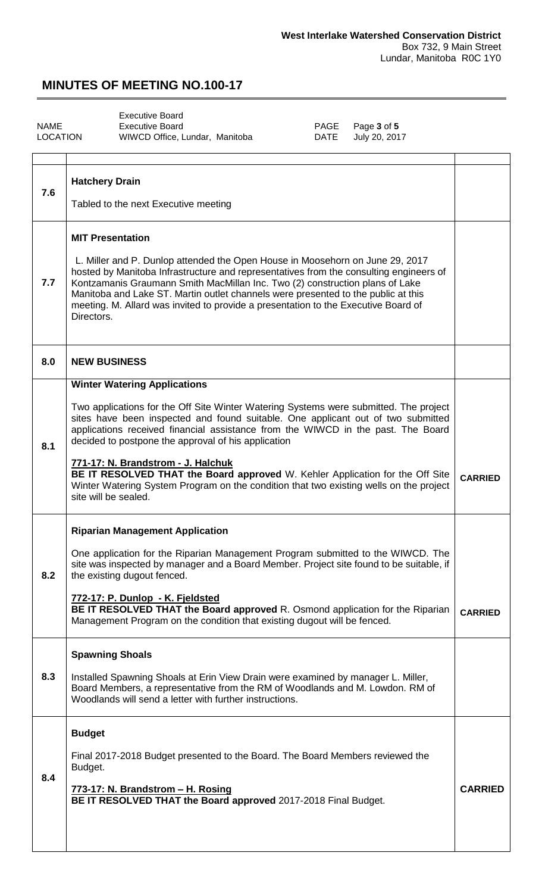**West Interlake Watershed Conservation District**
Box 732, 9 Main Street
Lundar, Manitoba R0C 1Y0

# MINUTES OF MEETING NO.100-17

| | | | |
|---|---|---|---|
| NAME | Executive Board<br>Executive Board | PAGE | Page **3** of **5** |
| LOCATION | WIWCD Office, Lundar, Manitoba | DATE | July 20, 2017 |

| | | |
|---|---|---|
| 7.6 | **Hatchery Drain**<br><br>Tabled to the next Executive meeting | |
| 7.7 | **MIT Presentation**<br><br>L. Miller and P. Dunlop attended the Open House in Moosehorn on June 29, 2017 hosted by Manitoba Infrastructure and representatives from the consulting engineers of Kontzamanis Graumann Smith MacMillan Inc. Two (2) construction plans of Lake Manitoba and Lake ST. Martin outlet channels were presented to the public at this meeting. M. Allard was invited to provide a presentation to the Executive Board of Directors. | |
| 8.0 | **NEW BUSINESS** | |
| 8.1 | **Winter Watering Applications**<br><br>Two applications for the Off Site Winter Watering Systems were submitted. The project sites have been inspected and found suitable. One applicant out of two submitted applications received financial assistance from the WIWCD in the past. The Board decided to postpone the approval of his application<br><br>**771-17: N. Brandstrom - J. Halchuk**<br>**BE IT RESOLVED THAT the Board approved** W. Kehler Application for the Off Site Winter Watering System Program on the condition that two existing wells on the project site will be sealed. | **CARRIED** |
| 8.2 | **Riparian Management Application**<br><br>One application for the Riparian Management Program submitted to the WIWCD. The site was inspected by manager and a Board Member. Project site found to be suitable, if the existing dugout fenced.<br><br>**772-17: P. Dunlop - K. Fjeldsted**<br>**BE IT RESOLVED THAT the Board approved** R. Osmond application for the Riparian Management Program on the condition that existing dugout will be fenced. | **CARRIED** |
| 8.3 | **Spawning Shoals**<br><br>Installed Spawning Shoals at Erin View Drain were examined by manager L. Miller, Board Members, a representative from the RM of Woodlands and M. Lowdon. RM of Woodlands will send a letter with further instructions. | |
| 8.4 | **Budget**<br><br>Final 2017-2018 Budget presented to the Board. The Board Members reviewed the Budget.<br><br>**773-17: N. Brandstrom – H. Rosing**<br>**BE IT RESOLVED THAT the Board approved** 2017-2018 Final Budget. | **CARRIED** |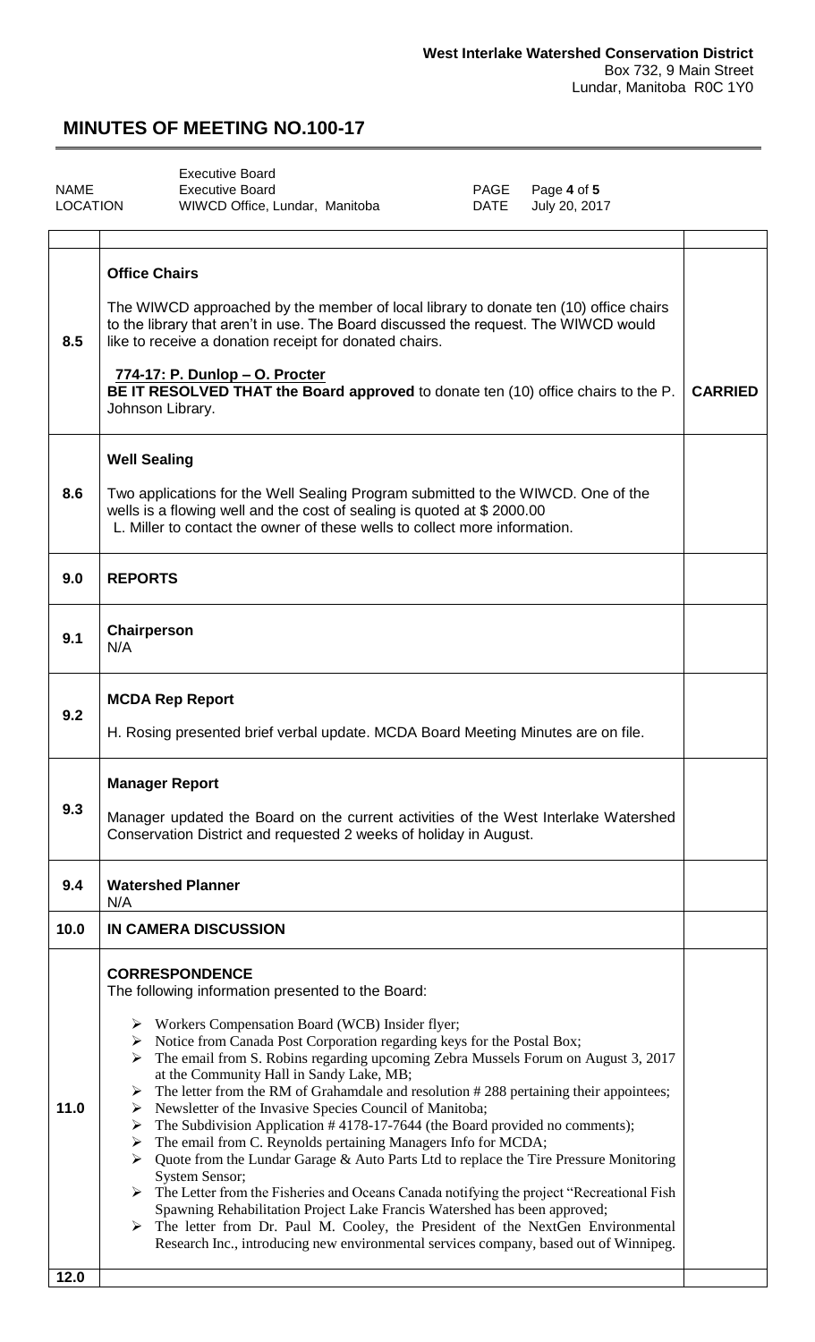**West Interlake Watershed Conservation District**
Box 732, 9 Main Street
Lundar, Manitoba R0C 1Y0

# MINUTES OF MEETING NO.100-17

| | | | |
|---|---|---|---|
| NAME | Executive Board<br>Executive Board | PAGE | Page **4** of **5** |
| LOCATION | WIWCD Office, Lundar, Manitoba | DATE | July 20, 2017 |

| | | |
|---|---|---|
| 8.5 | **Office Chairs**<br><br>The WIWCD approached by the member of local library to donate ten (10) office chairs to the library that aren't in use. The Board discussed the request. The WIWCD would like to receive a donation receipt for donated chairs.<br><br>**774-17: P. Dunlop – O. Procter**<br>**BE IT RESOLVED THAT the Board approved** to donate ten (10) office chairs to the P. Johnson Library. | **CARRIED** |
| 8.6 | **Well Sealing**<br><br>Two applications for the Well Sealing Program submitted to the WIWCD. One of the wells is a flowing well and the cost of sealing is quoted at $ 2000.00<br>L. Miller to contact the owner of these wells to collect more information. | |
| 9.0 | **REPORTS** | |
| 9.1 | **Chairperson**<br>N/A | |
| 9.2 | **MCDA Rep Report**<br><br>H. Rosing presented brief verbal update. MCDA Board Meeting Minutes are on file. | |
| 9.3 | **Manager Report**<br><br>Manager updated the Board on the current activities of the West Interlake Watershed Conservation District and requested 2 weeks of holiday in August. | |
| 9.4 | **Watershed Planner**<br>N/A | |
| 10.0 | **IN CAMERA DISCUSSION** | |
| 11.0 | **CORRESPONDENCE**<br>The following information presented to the Board:<br><br>➢ Workers Compensation Board (WCB) Insider flyer;<br>➢ Notice from Canada Post Corporation regarding keys for the Postal Box;<br>➢ The email from S. Robins regarding upcoming Zebra Mussels Forum on August 3, 2017 at the Community Hall in Sandy Lake, MB;<br>➢ The letter from the RM of Grahamdale and resolution # 288 pertaining their appointees;<br>➢ Newsletter of the Invasive Species Council of Manitoba;<br>➢ The Subdivision Application # 4178-17-7644 (the Board provided no comments);<br>➢ The email from C. Reynolds pertaining Managers Info for MCDA;<br>➢ Quote from the Lundar Garage & Auto Parts Ltd to replace the Tire Pressure Monitoring System Sensor;<br>➢ The Letter from the Fisheries and Oceans Canada notifying the project "Recreational Fish Spawning Rehabilitation Project Lake Francis Watershed has been approved;<br>➢ The letter from Dr. Paul M. Cooley, the President of the NextGen Environmental Research Inc., introducing new environmental services company, based out of Winnipeg. | |
| 12.0 | | |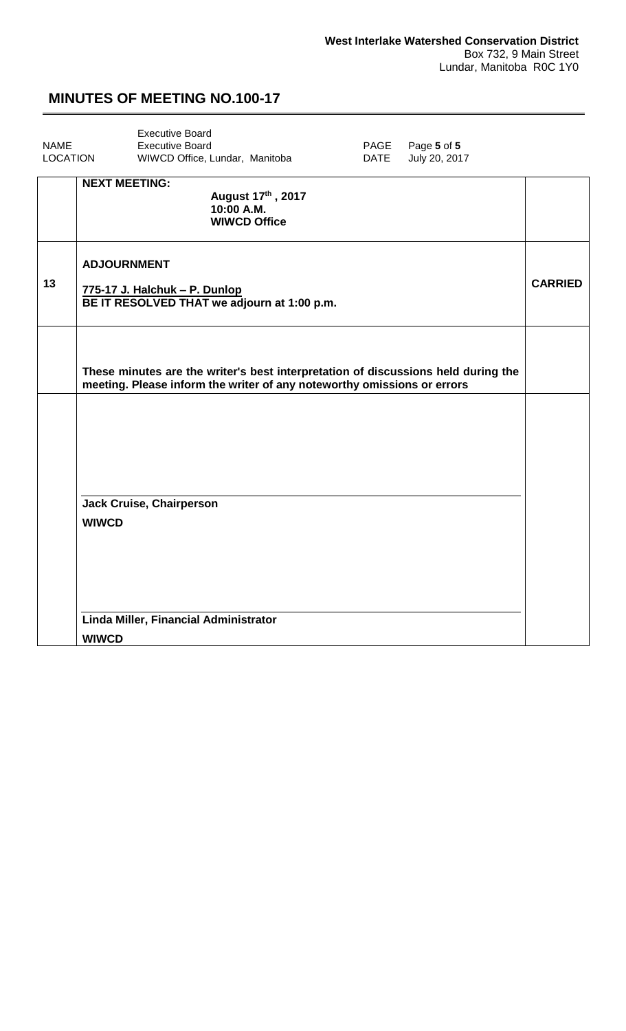West Interlake Watershed Conservation District
Box 732, 9 Main Street
Lundar, Manitoba R0C 1Y0

## MINUTES OF MEETING NO.100-17

| | | | |
|---|---|---|---|
| | Executive Board | | |
| NAME | Executive Board | PAGE | Page **5** of **5** |
| LOCATION | WIWCD Office, Lundar, Manitoba | DATE | July 20, 2017 |

| | | |
|---|---|---|
| | **NEXT MEETING:**<br>**August 17th , 2017**<br>**10:00 A.M.**<br>**WIWCD Office** | |
| 13 | **ADJOURNMENT**<br>**775-17 J. Halchuk – P. Dunlop**<br>**BE IT RESOLVED THAT we adjourn at 1:00 p.m.** | **CARRIED** |
| | **These minutes are the writer's best interpretation of discussions held during the meeting. Please inform the writer of any noteworthy omissions or errors** | |
| | **Jack Cruise, Chairperson**<br>**WIWCD**<br><br>**Linda Miller, Financial Administrator**<br>**WIWCD** | |